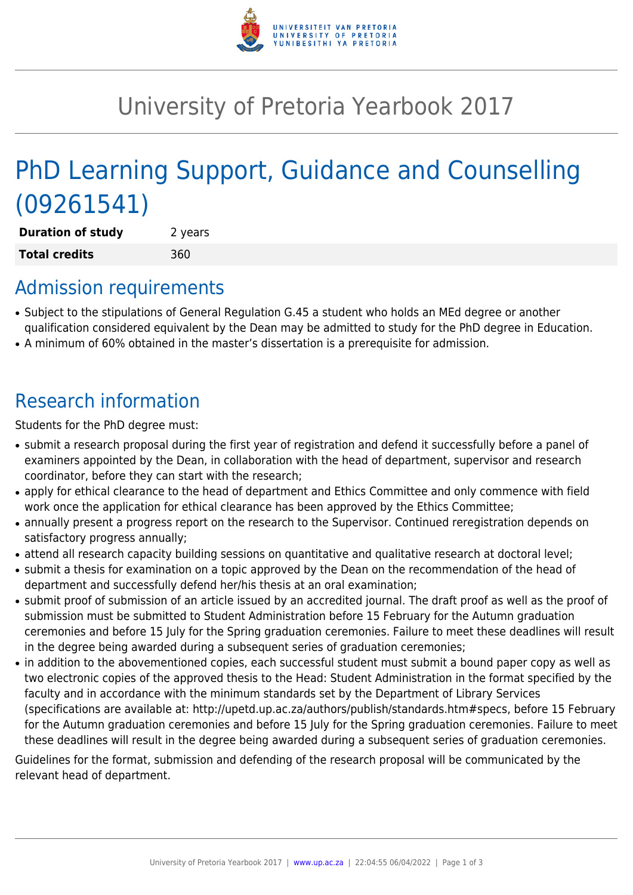# University of Pretoria Yearbook 2017

# PhD Learning Support, Guidance and Counselling (09261541)

| **Duration of study** | 2 years |
|---|---|
| **Total credits** | 360 |

## Admission requirements

- Subject to the stipulations of General Regulation G.45 a student who holds an MEd degree or another qualification considered equivalent by the Dean may be admitted to study for the PhD degree in Education.
- A minimum of 60% obtained in the master's dissertation is a prerequisite for admission.

## Research information

Students for the PhD degree must:

- submit a research proposal during the first year of registration and defend it successfully before a panel of examiners appointed by the Dean, in collaboration with the head of department, supervisor and research coordinator, before they can start with the research;
- apply for ethical clearance to the head of department and Ethics Committee and only commence with field work once the application for ethical clearance has been approved by the Ethics Committee;
- annually present a progress report on the research to the Supervisor. Continued reregistration depends on satisfactory progress annually;
- attend all research capacity building sessions on quantitative and qualitative research at doctoral level;
- submit a thesis for examination on a topic approved by the Dean on the recommendation of the head of department and successfully defend her/his thesis at an oral examination;
- submit proof of submission of an article issued by an accredited journal. The draft proof as well as the proof of submission must be submitted to Student Administration before 15 February for the Autumn graduation ceremonies and before 15 July for the Spring graduation ceremonies. Failure to meet these deadlines will result in the degree being awarded during a subsequent series of graduation ceremonies;
- in addition to the abovementioned copies, each successful student must submit a bound paper copy as well as two electronic copies of the approved thesis to the Head: Student Administration in the format specified by the faculty and in accordance with the minimum standards set by the Department of Library Services (specifications are available at: http://upetd.up.ac.za/authors/publish/standards.htm#specs, before 15 February for the Autumn graduation ceremonies and before 15 July for the Spring graduation ceremonies. Failure to meet these deadlines will result in the degree being awarded during a subsequent series of graduation ceremonies.

Guidelines for the format, submission and defending of the research proposal will be communicated by the relevant head of department.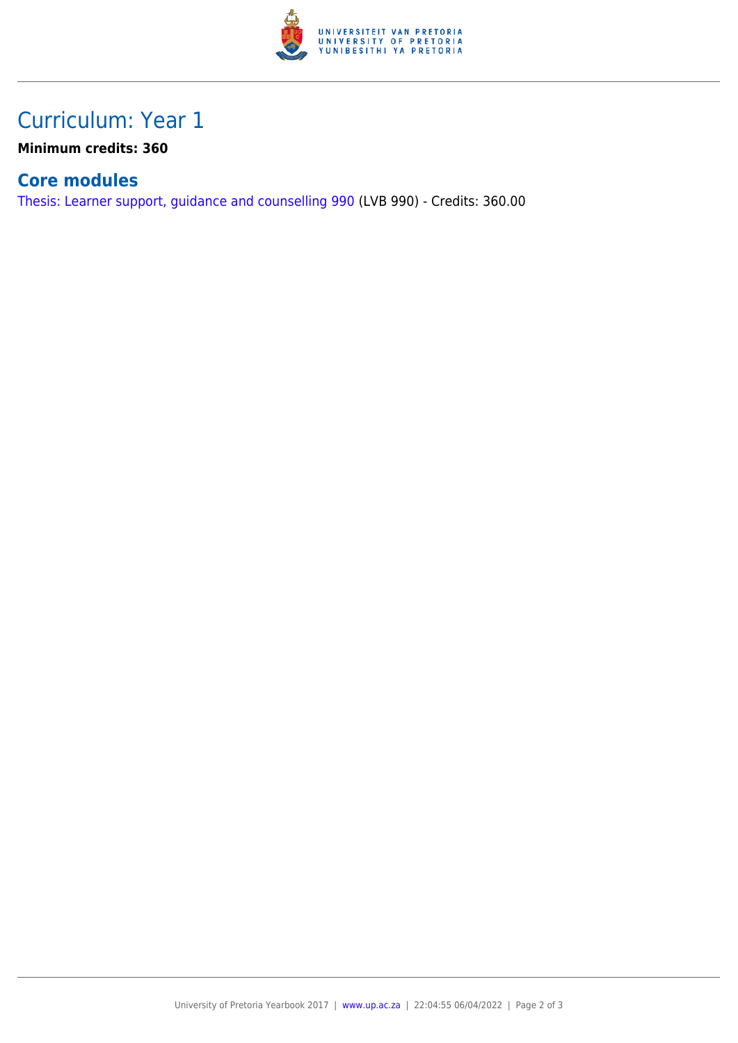# Curriculum: Year 1

**Minimum credits: 360**

## Core modules

Thesis: Learner support, guidance and counselling 990 (LVB 990) - Credits: 360.00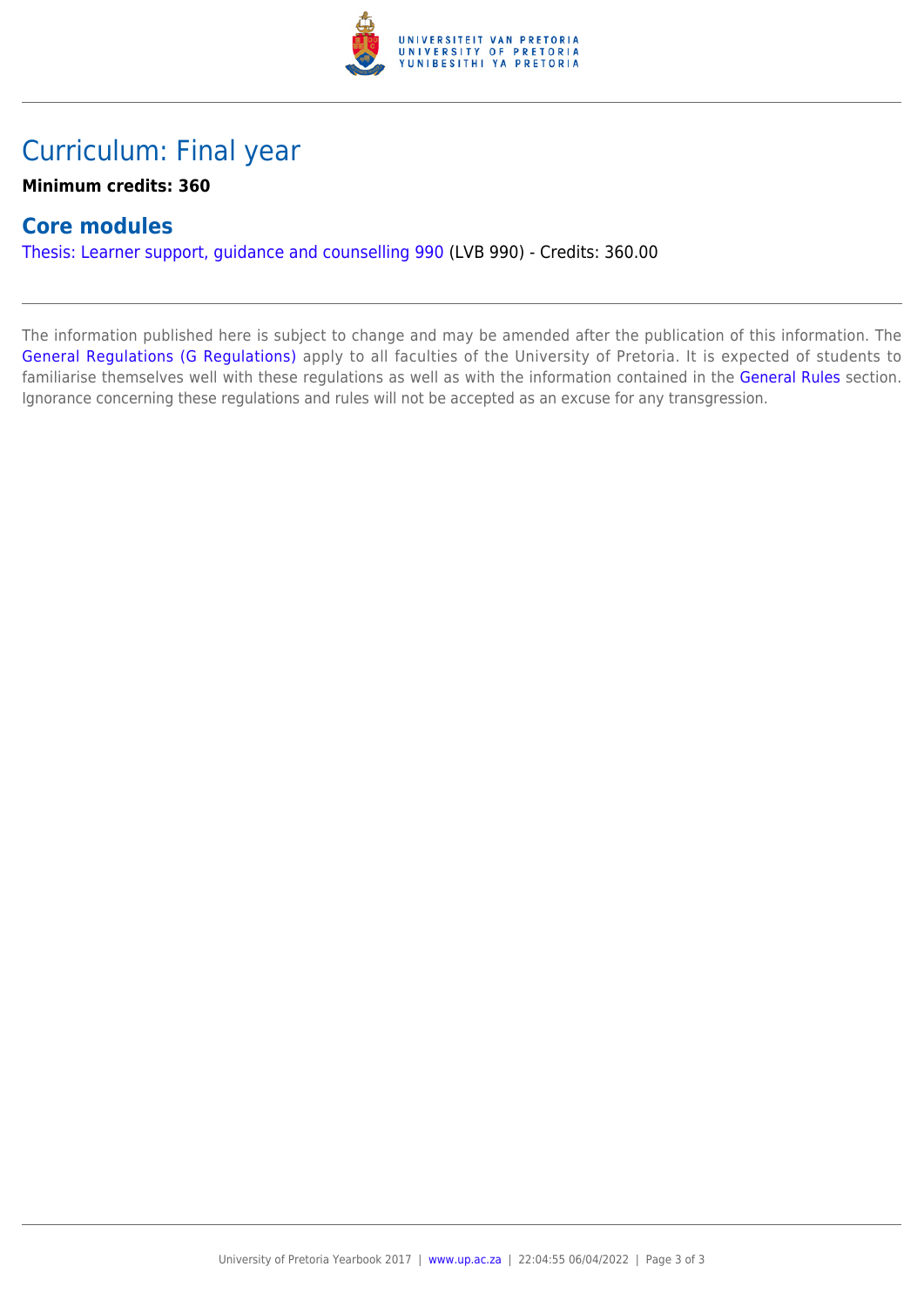## Curriculum: Final year

**Minimum credits: 360**

### Core modules

Thesis: Learner support, guidance and counselling 990 (LVB 990) - Credits: 360.00

The information published here is subject to change and may be amended after the publication of this information. The General Regulations (G Regulations) apply to all faculties of the University of Pretoria. It is expected of students to familiarise themselves well with these regulations as well as with the information contained in the General Rules section. Ignorance concerning these regulations and rules will not be accepted as an excuse for any transgression.